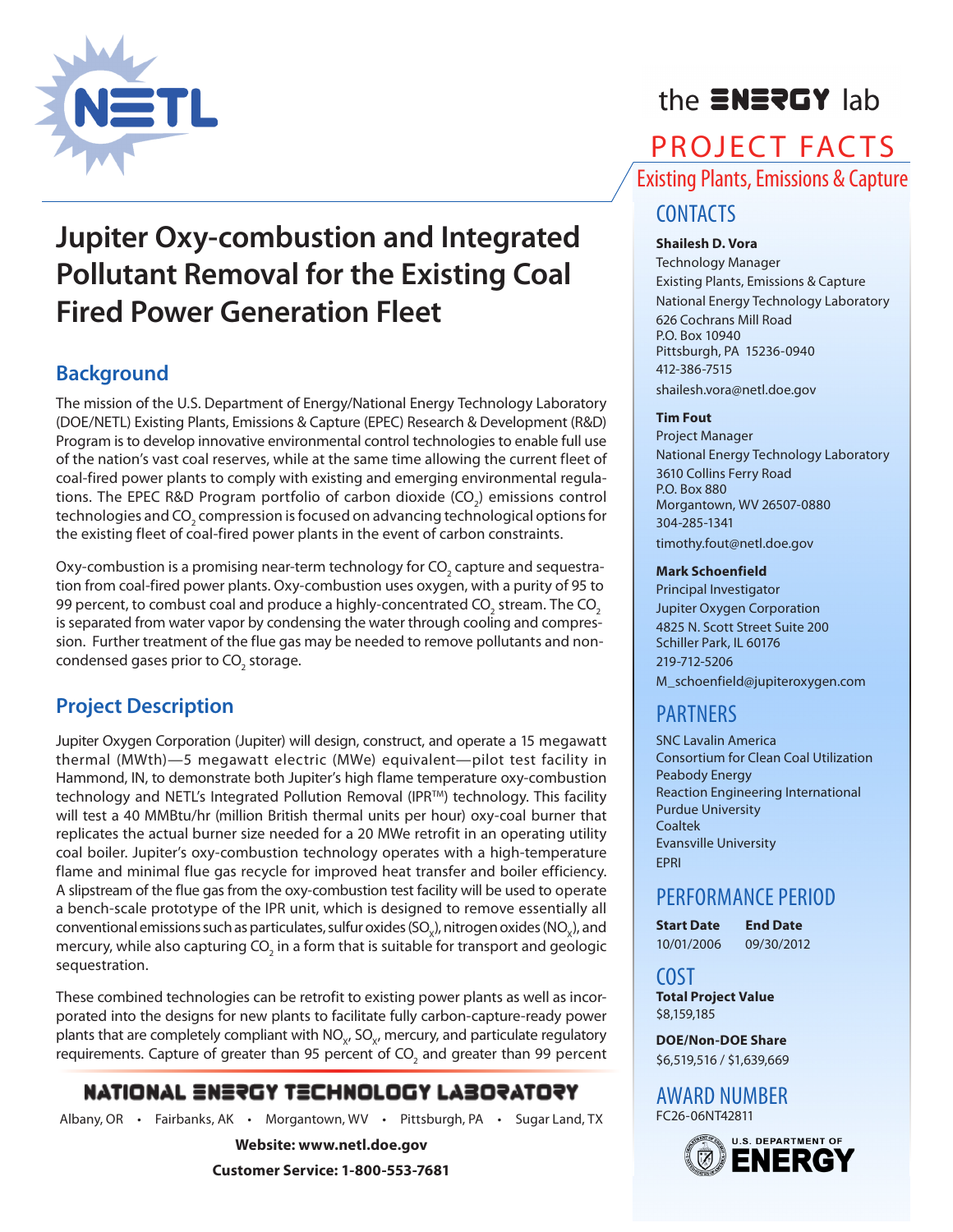the ENERGY lab

# PROJECT FACTS

Existing Plants, Emissions & Capture

# Jupiter Oxy-combustion and Integrated Pollutant Removal for the Existing Coal Fired Power Generation Fleet

## Background

The mission of the U.S. Department of Energy/National Energy Technology Laboratory (DOE/NETL) Existing Plants, Emissions & Capture (EPEC) Research & Development (R&D) Program is to develop innovative environmental control technologies to enable full use of the nation's vast coal reserves, while at the same time allowing the current fleet of coal-fired power plants to comply with existing and emerging environmental regulations. The EPEC R&D Program portfolio of carbon dioxide ($CO_2$) emissions control technologies and $CO_2$ compression is focused on advancing technological options for the existing fleet of coal-fired power plants in the event of carbon constraints.

Oxy-combustion is a promising near-term technology for $CO_2$ capture and sequestration from coal-fired power plants. Oxy-combustion uses oxygen, with a purity of 95 to 99 percent, to combust coal and produce a highly-concentrated $CO_2$ stream. The $CO_2$ is separated from water vapor by condensing the water through cooling and compression. Further treatment of the flue gas may be needed to remove pollutants and non-condensed gases prior to $CO_2$ storage.

## Project Description

Jupiter Oxygen Corporation (Jupiter) will design, construct, and operate a 15 megawatt thermal (MWth)—5 megawatt electric (MWe) equivalent—pilot test facility in Hammond, IN, to demonstrate both Jupiter's high flame temperature oxy-combustion technology and NETL's Integrated Pollution Removal (IPR™) technology. This facility will test a 40 MMBtu/hr (million British thermal units per hour) oxy-coal burner that replicates the actual burner size needed for a 20 MWe retrofit in an operating utility coal boiler. Jupiter's oxy-combustion technology operates with a high-temperature flame and minimal flue gas recycle for improved heat transfer and boiler efficiency. A slipstream of the flue gas from the oxy-combustion test facility will be used to operate a bench-scale prototype of the IPR unit, which is designed to remove essentially all conventional emissions such as particulates, sulfur oxides ($SO_x$), nitrogen oxides ($NO_x$), and mercury, while also capturing $CO_2$ in a form that is suitable for transport and geologic sequestration.

These combined technologies can be retrofit to existing power plants as well as incorporated into the designs for new plants to facilitate fully carbon-capture-ready power plants that are completely compliant with $NO_x$, $SO_x$, mercury, and particulate regulatory requirements. Capture of greater than 95 percent of $CO_2$ and greater than 99 percent

## CONTACTS

**Shailesh D. Vora**
Technology Manager
Existing Plants, Emissions & Capture
National Energy Technology Laboratory
626 Cochrans Mill Road
P.O. Box 10940
Pittsburgh, PA 15236-0940
412-386-7515
shailesh.vora@netl.doe.gov

**Tim Fout**
Project Manager
National Energy Technology Laboratory
3610 Collins Ferry Road
P.O. Box 880
Morgantown, WV 26507-0880
304-285-1341
timothy.fout@netl.doe.gov

**Mark Schoenfield**
Principal Investigator
Jupiter Oxygen Corporation
4825 N. Scott Street Suite 200
Schiller Park, IL 60176
219-712-5206
M_schoenfield@jupiteroxygen.com

## PARTNERS

SNC Lavalin America
Consortium for Clean Coal Utilization
Peabody Energy
Reaction Engineering International
Purdue University
Coaltek
Evansville University
EPRI

## PERFORMANCE PERIOD

| Start Date | End Date |
|---|---|
| 10/01/2006 | 09/30/2012 |

## COST

**Total Project Value**
$8,159,185

**DOE/Non-DOE Share**
$6,519,516 / $1,639,669

## AWARD NUMBER

FC26-06NT42811

NATIONAL ENERGY TECHNOLOGY LABORATORY

Albany, OR • Fairbanks, AK • Morgantown, WV • Pittsburgh, PA • Sugar Land, TX

**Website: www.netl.doe.gov**

**Customer Service: 1-800-553-7681**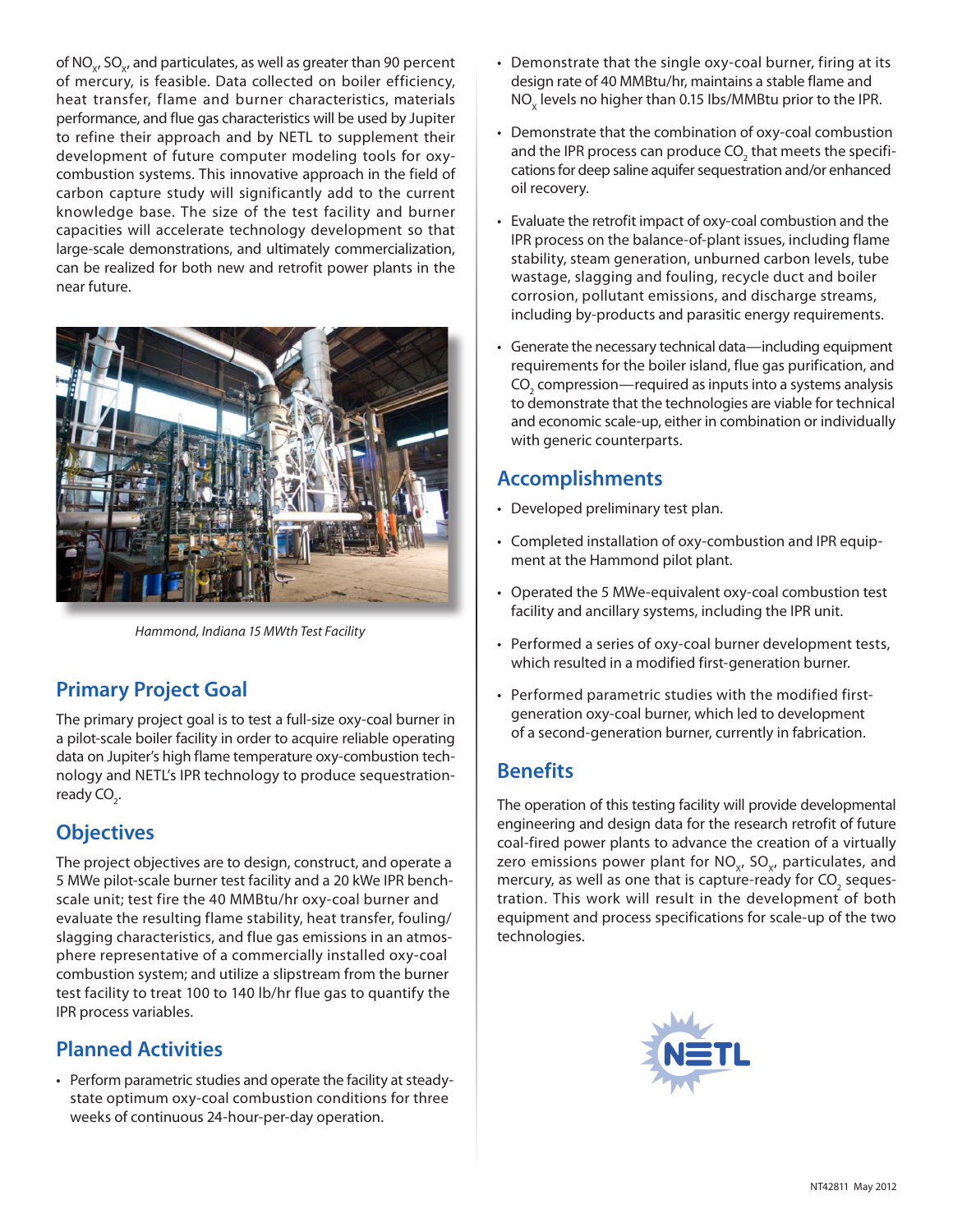of $NO_x$, $SO_x$, and particulates, as well as greater than 90 percent of mercury, is feasible. Data collected on boiler efficiency, heat transfer, flame and burner characteristics, materials performance, and flue gas characteristics will be used by Jupiter to refine their approach and by NETL to supplement their development of future computer modeling tools for oxy-combustion systems. This innovative approach in the field of carbon capture study will significantly add to the current knowledge base. The size of the test facility and burner capacities will accelerate technology development so that large-scale demonstrations, and ultimately commercialization, can be realized for both new and retrofit power plants in the near future.

*Hammond, Indiana 15 MWth Test Facility*

## Primary Project Goal

The primary project goal is to test a full-size oxy-coal burner in a pilot-scale boiler facility in order to acquire reliable operating data on Jupiter's high flame temperature oxy-combustion technology and NETL's IPR technology to produce sequestration-ready $CO_2$.

## Objectives

The project objectives are to design, construct, and operate a 5 MWe pilot-scale burner test facility and a 20 kWe IPR bench-scale unit; test fire the 40 MMBtu/hr oxy-coal burner and evaluate the resulting flame stability, heat transfer, fouling/slagging characteristics, and flue gas emissions in an atmosphere representative of a commercially installed oxy-coal combustion system; and utilize a slipstream from the burner test facility to treat 100 to 140 lb/hr flue gas to quantify the IPR process variables.

## Planned Activities

- Perform parametric studies and operate the facility at steady-state optimum oxy-coal combustion conditions for three weeks of continuous 24-hour-per-day operation.
- Demonstrate that the single oxy-coal burner, firing at its design rate of 40 MMBtu/hr, maintains a stable flame and $NO_x$ levels no higher than 0.15 lbs/MMBtu prior to the IPR.
- Demonstrate that the combination of oxy-coal combustion and the IPR process can produce $CO_2$ that meets the specifications for deep saline aquifer sequestration and/or enhanced oil recovery.
- Evaluate the retrofit impact of oxy-coal combustion and the IPR process on the balance-of-plant issues, including flame stability, steam generation, unburned carbon levels, tube wastage, slagging and fouling, recycle duct and boiler corrosion, pollutant emissions, and discharge streams, including by-products and parasitic energy requirements.
- Generate the necessary technical data—including equipment requirements for the boiler island, flue gas purification, and $CO_2$ compression—required as inputs into a systems analysis to demonstrate that the technologies are viable for technical and economic scale-up, either in combination or individually with generic counterparts.

## Accomplishments

- Developed preliminary test plan.
- Completed installation of oxy-combustion and IPR equipment at the Hammond pilot plant.
- Operated the 5 MWe-equivalent oxy-coal combustion test facility and ancillary systems, including the IPR unit.
- Performed a series of oxy-coal burner development tests, which resulted in a modified first-generation burner.
- Performed parametric studies with the modified first-generation oxy-coal burner, which led to development of a second-generation burner, currently in fabrication.

## Benefits

The operation of this testing facility will provide developmental engineering and design data for the research retrofit of future coal-fired power plants to advance the creation of a virtually zero emissions power plant for $NO_x$, $SO_x$, particulates, and mercury, as well as one that is capture-ready for $CO_2$ sequestration. This work will result in the development of both equipment and process specifications for scale-up of the two technologies.

NT42811 May 2012